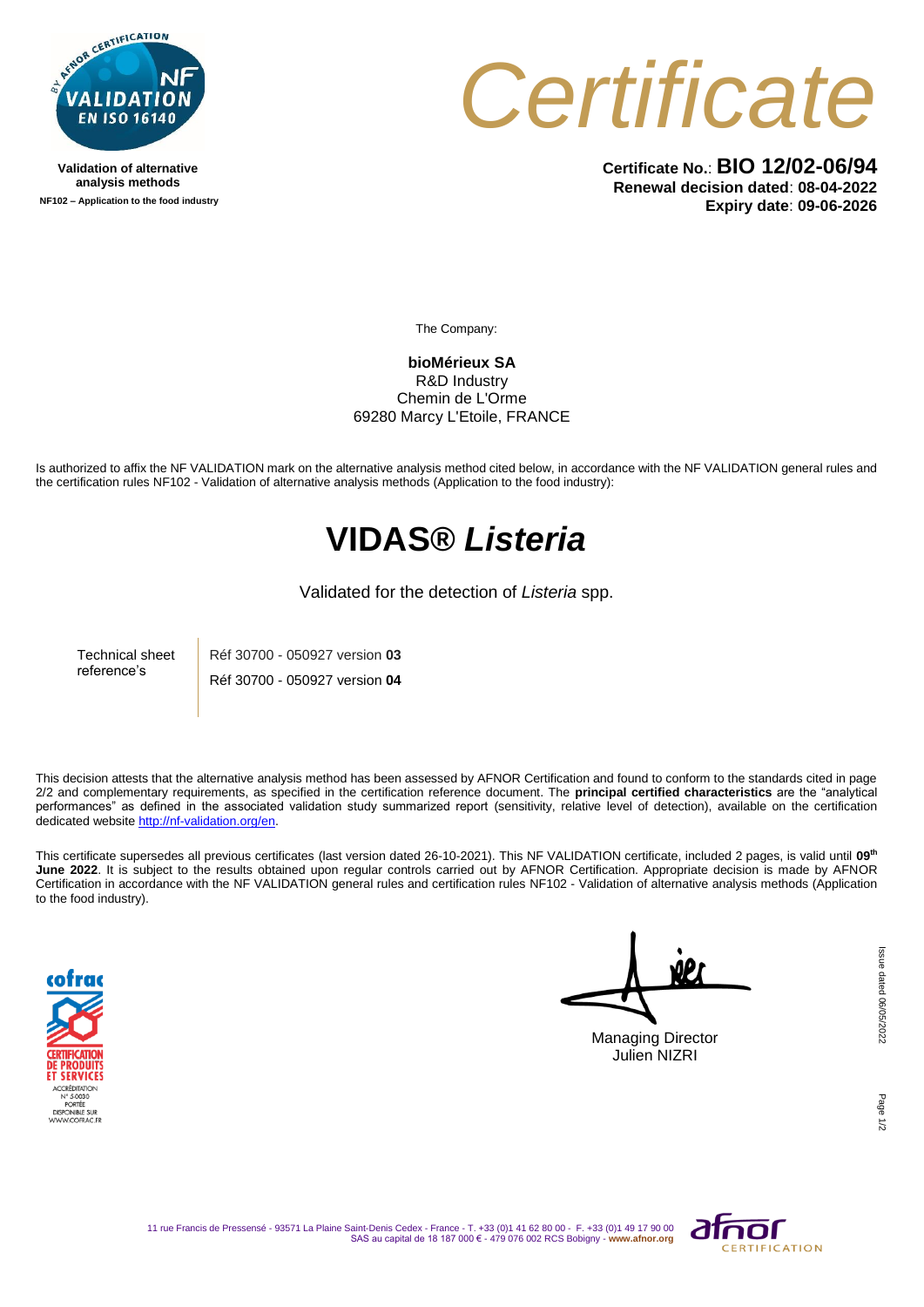Validation of alternative analysis methods

NF102 – Application to the food industry

# Certificate

**Certificate No.**: **BIO 12/02-06/94**
**Renewal decision dated**: **08-04-2022**
**Expiry date**: **09-06-2026**

The Company:

**bioMérieux SA**
R&D Industry
Chemin de L'Orme
69280 Marcy L'Etoile, FRANCE

Is authorized to affix the NF VALIDATION mark on the alternative analysis method cited below, in accordance with the NF VALIDATION general rules and the certification rules NF102 - Validation of alternative analysis methods (Application to the food industry):

# VIDAS® *Listeria*

Validated for the detection of *Listeria* spp.

| Technical sheet reference's | Réf 30700 - 050927 version **03** |
|---|---|
| | Réf 30700 - 050927 version **04** |

This decision attests that the alternative analysis method has been assessed by AFNOR Certification and found to conform to the standards cited in page 2/2 and complementary requirements, as specified in the certification reference document. The **principal certified characteristics** are the "analytical performances" as defined in the associated validation study summarized report (sensitivity, relative level of detection), available on the certification dedicated website http://nf-validation.org/en.

This certificate supersedes all previous certificates (last version dated 26-10-2021). This NF VALIDATION certificate, included 2 pages, is valid until **09th June 2022**. It is subject to the results obtained upon regular controls carried out by AFNOR Certification. Appropriate decision is made by AFNOR Certification in accordance with the NF VALIDATION general rules and certification rules NF102 - Validation of alternative analysis methods (Application to the food industry).

Managing Director
Julien NIZRI

Issue dated 06/05/2022

11 rue Francis de Pressensé - 93571 La Plaine Saint-Denis Cedex - France - T. +33 (0)1 41 62 80 00 - F. +33 (0)1 49 17 90 00
SAS au capital de 18 187 000 € - 479 076 002 RCS Bobigny - **www.afnor.org**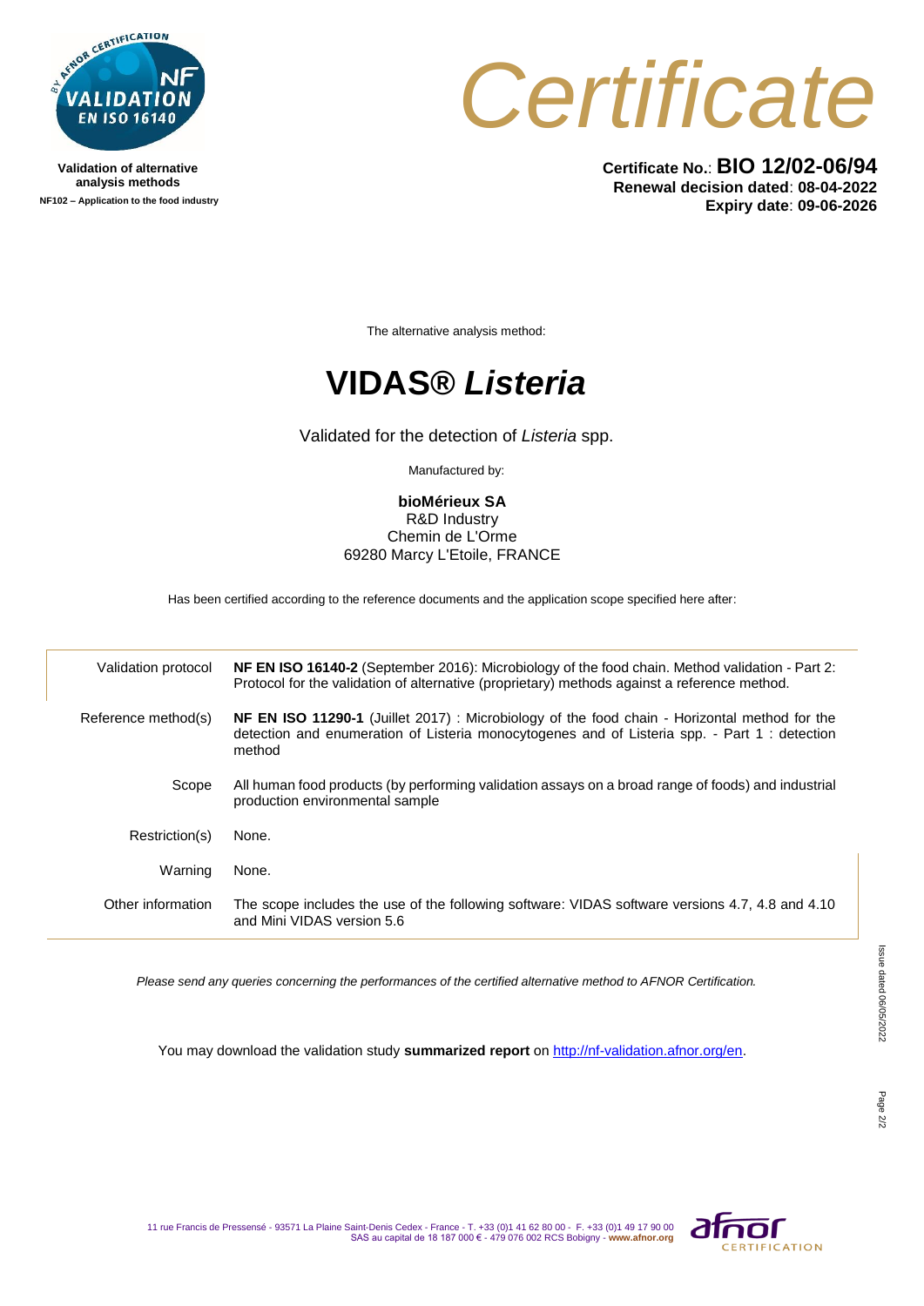Validation of alternative analysis methods

NF102 – Application to the food industry

# Certificate

**Certificate No.**: **BIO 12/02-06/94**
**Renewal decision dated**: **08-04-2022**
**Expiry date**: **09-06-2026**

The alternative analysis method:

# VIDAS® *Listeria*

Validated for the detection of *Listeria* spp.

Manufactured by:

**bioMérieux SA**
R&D Industry
Chemin de L'Orme
69280 Marcy L'Etoile, FRANCE

Has been certified according to the reference documents and the application scope specified here after:

| | |
|---|---|
| Validation protocol | **NF EN ISO 16140-2** (September 2016): Microbiology of the food chain. Method validation - Part 2: Protocol for the validation of alternative (proprietary) methods against a reference method. |
| Reference method(s) | **NF EN ISO 11290-1** (Juillet 2017) : Microbiology of the food chain - Horizontal method for the detection and enumeration of Listeria monocytogenes and of Listeria spp. - Part 1 : detection method |
| Scope | All human food products (by performing validation assays on a broad range of foods) and industrial production environmental sample |
| Restriction(s) | None. |
| Warning | None. |
| Other information | The scope includes the use of the following software: VIDAS software versions 4.7, 4.8 and 4.10 and Mini VIDAS version 5.6 |

*Please send any queries concerning the performances of the certified alternative method to AFNOR Certification.*

You may download the validation study **summarized report** on http://nf-validation.afnor.org/en.

Issue dated 06/05/2022

11 rue Francis de Pressensé - 93571 La Plaine Saint-Denis Cedex - France - T. +33 (0)1 41 62 80 00 - F. +33 (0)1 49 17 90 00
SAS au capital de 18 187 000 € - 479 076 002 RCS Bobigny - www.afnor.org